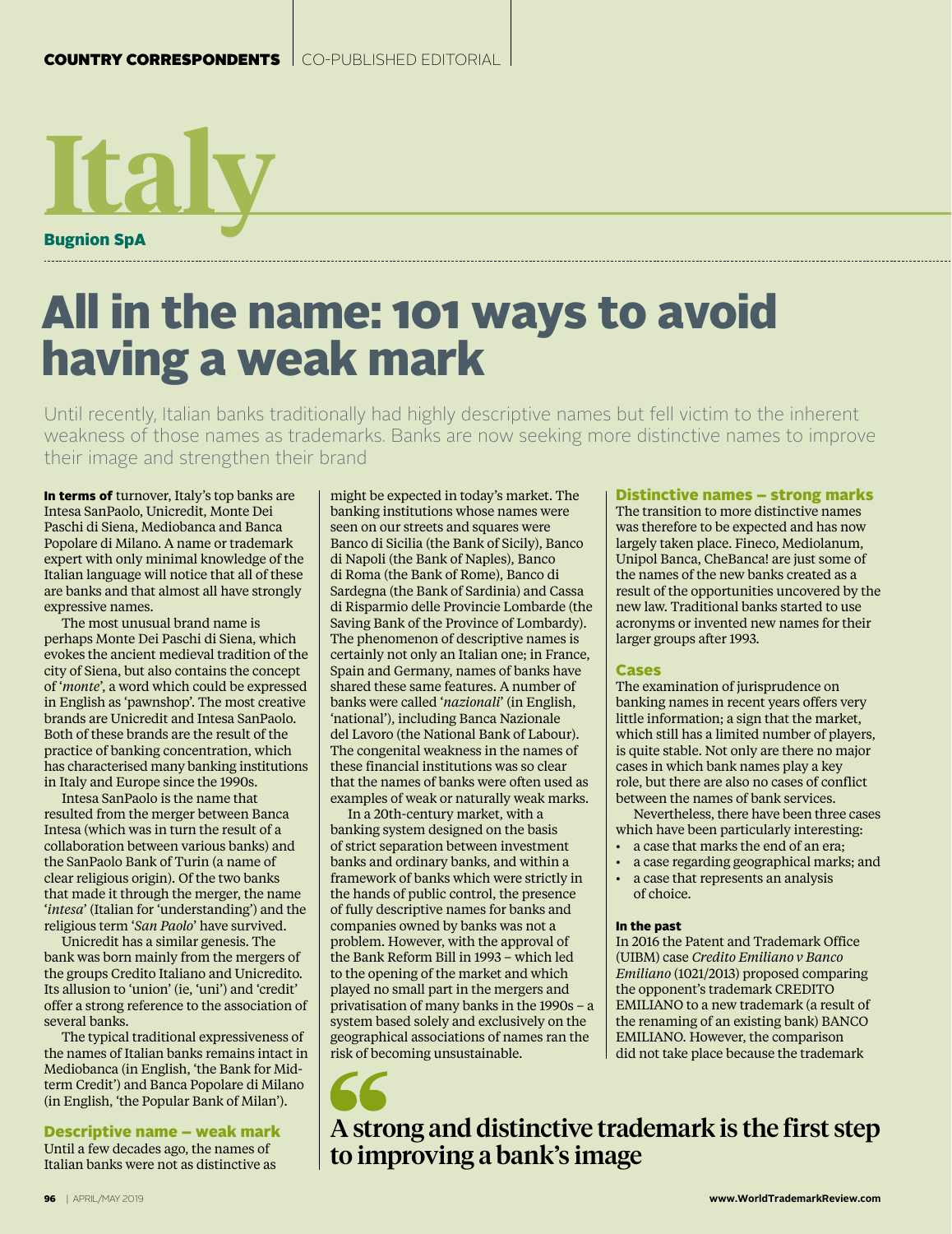COUNTRY CORRESPONDENTS | CO-PUBLISHED EDITORIAL

# Italy

**Bugnion SpA**

# All in the name: 101 ways to avoid having a weak mark

Until recently, Italian banks traditionally had highly descriptive names but fell victim to the inherent weakness of those names as trademarks. Banks are now seeking more distinctive names to improve their image and strengthen their brand

**In terms of** turnover, Italy's top banks are Intesa SanPaolo, Unicredit, Monte Dei Paschi di Siena, Mediobanca and Banca Popolare di Milano. A name or trademark expert with only minimal knowledge of the Italian language will notice that all of these are banks and that almost all have strongly expressive names.

The most unusual brand name is perhaps Monte Dei Paschi di Siena, which evokes the ancient medieval tradition of the city of Siena, but also contains the concept of '*monte*', a word which could be expressed in English as 'pawnshop'. The most creative brands are Unicredit and Intesa SanPaolo. Both of these brands are the result of the practice of banking concentration, which has characterised many banking institutions in Italy and Europe since the 1990s.

Intesa SanPaolo is the name that resulted from the merger between Banca Intesa (which was in turn the result of a collaboration between various banks) and the SanPaolo Bank of Turin (a name of clear religious origin). Of the two banks that made it through the merger, the name '*intesa*' (Italian for 'understanding') and the religious term '*San Paolo*' have survived.

Unicredit has a similar genesis. The bank was born mainly from the mergers of the groups Credito Italiano and Unicredito. Its allusion to 'union' (ie, 'uni') and 'credit' offer a strong reference to the association of several banks.

The typical traditional expressiveness of the names of Italian banks remains intact in Mediobanca (in English, 'the Bank for Mid-term Credit') and Banca Popolare di Milano (in English, 'the Popular Bank of Milan').

## Descriptive name – weak mark

Until a few decades ago, the names of Italian banks were not as distinctive as might be expected in today's market. The banking institutions whose names were seen on our streets and squares were Banco di Sicilia (the Bank of Sicily), Banco di Napoli (the Bank of Naples), Banco di Roma (the Bank of Rome), Banco di Sardegna (the Bank of Sardinia) and Cassa di Risparmio delle Provincie Lombarde (the Saving Bank of the Province of Lombardy). The phenomenon of descriptive names is certainly not only an Italian one; in France, Spain and Germany, names of banks have shared these same features. A number of banks were called '*nazionali*' (in English, 'national'), including Banca Nazionale del Lavoro (the National Bank of Labour). The congenital weakness in the names of these financial institutions was so clear that the names of banks were often used as examples of weak or naturally weak marks.

In a 20th-century market, with a banking system designed on the basis of strict separation between investment banks and ordinary banks, and within a framework of banks which were strictly in the hands of public control, the presence of fully descriptive names for banks and companies owned by banks was not a problem. However, with the approval of the Bank Reform Bill in 1993 – which led to the opening of the market and which played no small part in the mergers and privatisation of many banks in the 1990s – a system based solely and exclusively on the geographical associations of names ran the risk of becoming unsustainable.

> A strong and distinctive trademark is the first step to improving a bank's image

## Distinctive names – strong marks

The transition to more distinctive names was therefore to be expected and has now largely taken place. Fineco, Mediolanum, Unipol Banca, CheBanca! are just some of the names of the new banks created as a result of the opportunities uncovered by the new law. Traditional banks started to use acronyms or invented new names for their larger groups after 1993.

## Cases

The examination of jurisprudence on banking names in recent years offers very little information; a sign that the market, which still has a limited number of players, is quite stable. Not only are there no major cases in which bank names play a key role, but there are also no cases of conflict between the names of bank services.

Nevertheless, there have been three cases which have been particularly interesting:

- a case that marks the end of an era;
- a case regarding geographical marks; and
- a case that represents an analysis of choice.

### In the past

In 2016 the Patent and Trademark Office (UIBM) case *Credito Emiliano v Banco Emiliano* (1021/2013) proposed comparing the opponent's trademark CREDITO EMILIANO to a new trademark (a result of the renaming of an existing bank) BANCO EMILIANO. However, the comparison did not take place because the trademark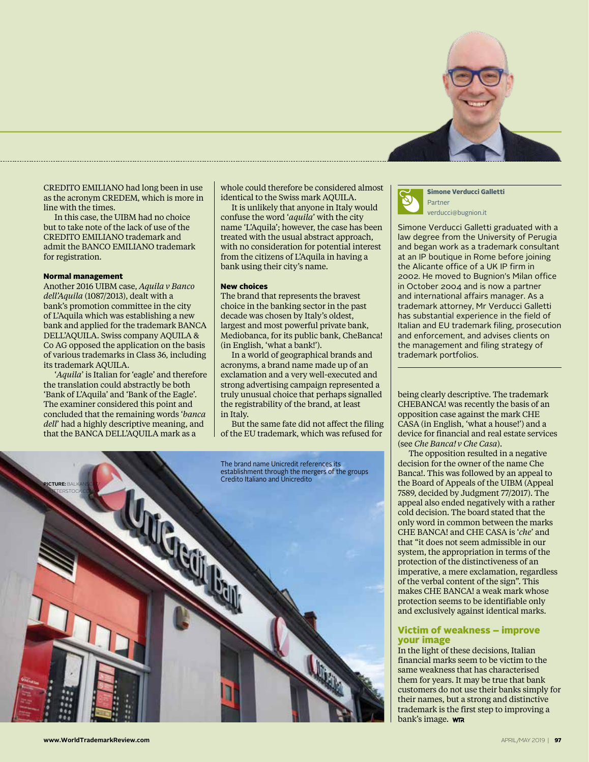CREDITO EMILIANO had long been in use as the acronym CREDEM, which is more in line with the times.

In this case, the UIBM had no choice but to take note of the lack of use of the CREDITO EMILIANO trademark and admit the BANCO EMILIANO trademark for registration.

#### Normal management

Another 2016 UIBM case, *Aquila v Banco dell'Aquila* (1087/2013), dealt with a bank's promotion committee in the city of L'Aquila which was establishing a new bank and applied for the trademark BANCA DELL'AQUILA. Swiss company AQUILA & Co AG opposed the application on the basis of various trademarks in Class 36, including its trademark AQUILA.

'*Aquila*' is Italian for 'eagle' and therefore the translation could abstractly be both 'Bank of L'Aquila' and 'Bank of the Eagle'. The examiner considered this point and concluded that the remaining words '*banca dell*' had a highly descriptive meaning, and that the BANCA DELL'AQUILA mark as a whole could therefore be considered almost identical to the Swiss mark AQUILA.

It is unlikely that anyone in Italy would confuse the word '*aquila*' with the city name 'L'Aquila'; however, the case has been treated with the usual abstract approach, with no consideration for potential interest from the citizens of L'Aquila in having a bank using their city's name.

#### New choices

The brand that represents the bravest choice in the banking sector in the past decade was chosen by Italy's oldest, largest and most powerful private bank, Mediobanca, for its public bank, CheBanca! (in English, 'what a bank!').

In a world of geographical brands and acronyms, a brand name made up of an exclamation and a very well-executed and strong advertising campaign represented a truly unusual choice that perhaps signalled the registrability of the brand, at least in Italy.

But the same fate did not affect the filing of the EU trademark, which was refused for being clearly descriptive. The trademark CHEBANCA! was recently the basis of an opposition case against the mark CHE CASA (in English, 'what a house!') and a device for financial and real estate services (see *Che Banca! v Che Casa*).

The opposition resulted in a negative decision for the owner of the name Che Banca!. This was followed by an appeal to the Board of Appeals of the UIBM (Appeal 7589, decided by Judgment 77/2017). The appeal also ended negatively with a rather cold decision. The board stated that the only word in common between the marks CHE BANCA! and CHE CASA is '*che*' and that "it does not seem admissible in our system, the appropriation in terms of the protection of the distinctiveness of an imperative, a mere exclamation, regardless of the verbal content of the sign". This makes CHE BANCA! a weak mark whose protection seems to be identifiable only and exclusively against identical marks.

### Victim of weakness – improve your image

In the light of these decisions, Italian financial marks seem to be victim to the same weakness that has characterised them for years. It may be true that bank customers do not use their banks simply for their names, but a strong and distinctive trademark is the first step to improving a bank's image.

The brand name Unicredit references its establishment through the mergers of the groups Credito Italiano and Unicredito

PICTURE: BALKANSCITY/SHUTTERSTOCK.COM

**Simone Verducci Galletti**
Partner
verducci@bugnion.it

Simone Verducci Galletti graduated with a law degree from the University of Perugia and began work as a trademark consultant at an IP boutique in Rome before joining the Alicante office of a UK IP firm in 2002. He moved to Bugnion's Milan office in October 2004 and is now a partner and international affairs manager. As a trademark attorney, Mr Verducci Galletti has substantial experience in the field of Italian and EU trademark filing, prosecution and enforcement, and advises clients on the management and filing strategy of trademark portfolios.